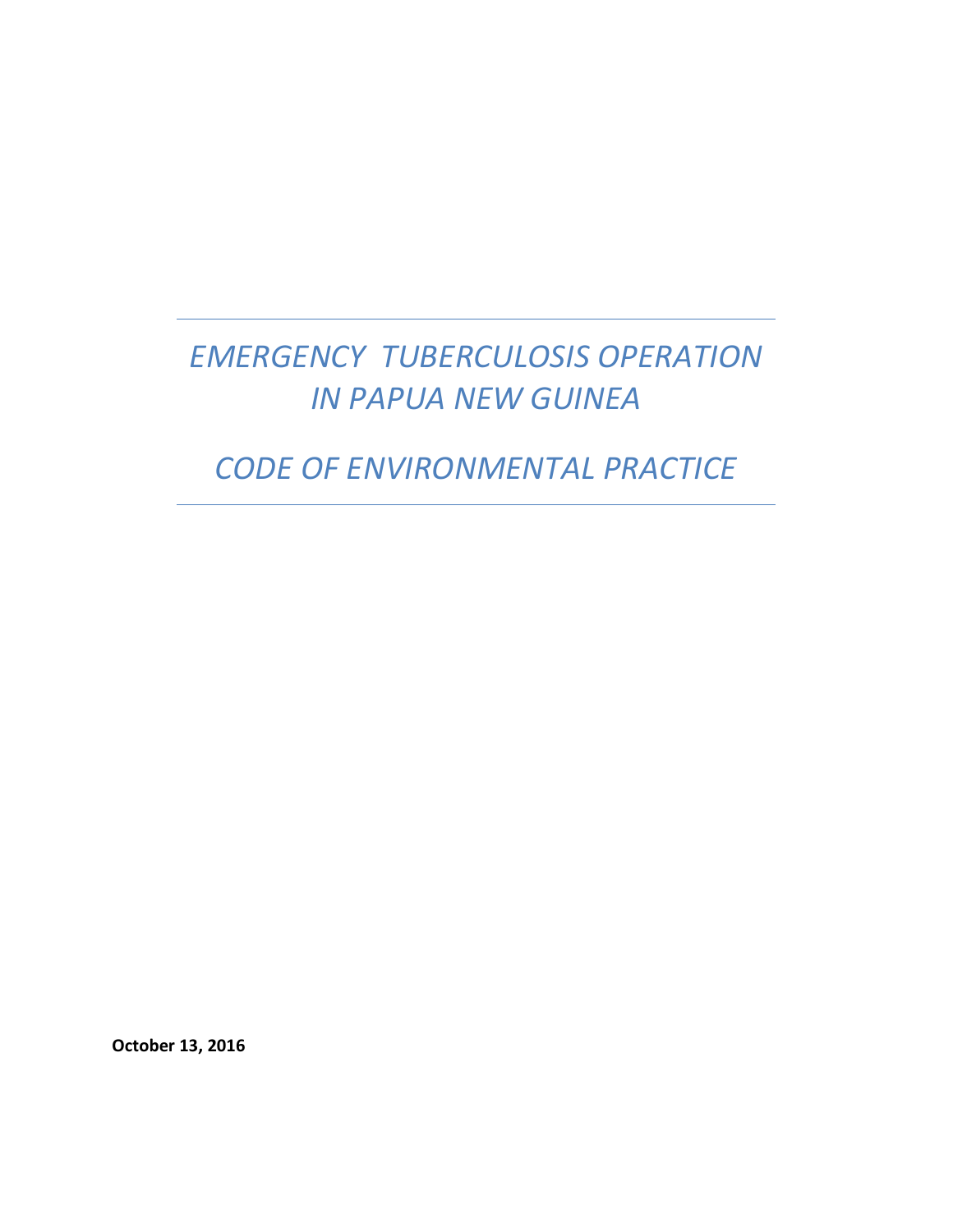# *EMERGENCY TUBERCULOSIS OPERATION IN PAPUA NEW GUINEA*

# *CODE OF ENVIRONMENTAL PRACTICE*

**October 13, 2016**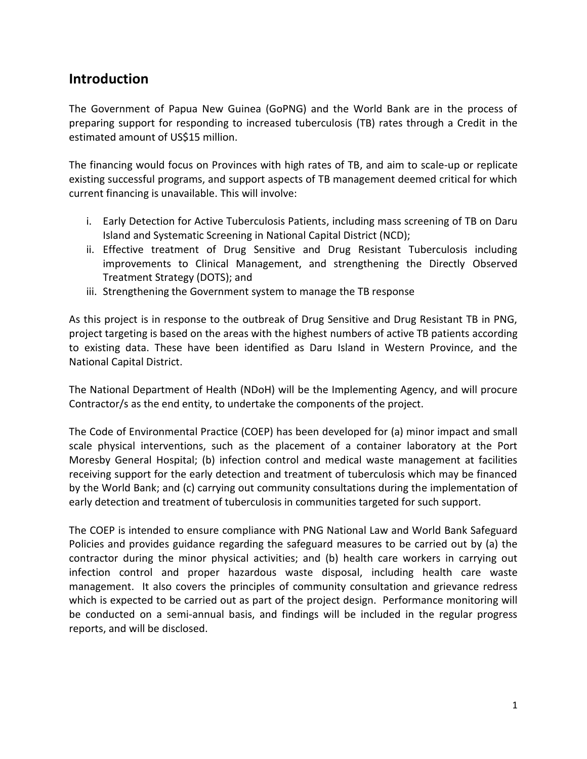## Introduction

The Government of Papua New Guinea (GoPNG) and the World Bank are in the process of preparing support for responding to increased tuberculosis (TB) rates through a Credit in the estimated amount of US$15 million.

The financing would focus on Provinces with high rates of TB, and aim to scale-up or replicate existing successful programs, and support aspects of TB management deemed critical for which current financing is unavailable. This will involve:

i. Early Detection for Active Tuberculosis Patients, including mass screening of TB on Daru Island and Systematic Screening in National Capital District (NCD);
ii. Effective treatment of Drug Sensitive and Drug Resistant Tuberculosis including improvements to Clinical Management, and strengthening the Directly Observed Treatment Strategy (DOTS); and
iii. Strengthening the Government system to manage the TB response

As this project is in response to the outbreak of Drug Sensitive and Drug Resistant TB in PNG, project targeting is based on the areas with the highest numbers of active TB patients according to existing data. These have been identified as Daru Island in Western Province, and the National Capital District.

The National Department of Health (NDoH) will be the Implementing Agency, and will procure Contractor/s as the end entity, to undertake the components of the project.

The Code of Environmental Practice (COEP) has been developed for (a) minor impact and small scale physical interventions, such as the placement of a container laboratory at the Port Moresby General Hospital; (b) infection control and medical waste management at facilities receiving support for the early detection and treatment of tuberculosis which may be financed by the World Bank; and (c) carrying out community consultations during the implementation of early detection and treatment of tuberculosis in communities targeted for such support.

The COEP is intended to ensure compliance with PNG National Law and World Bank Safeguard Policies and provides guidance regarding the safeguard measures to be carried out by (a) the contractor during the minor physical activities; and (b) health care workers in carrying out infection control and proper hazardous waste disposal, including health care waste management. It also covers the principles of community consultation and grievance redress which is expected to be carried out as part of the project design. Performance monitoring will be conducted on a semi-annual basis, and findings will be included in the regular progress reports, and will be disclosed.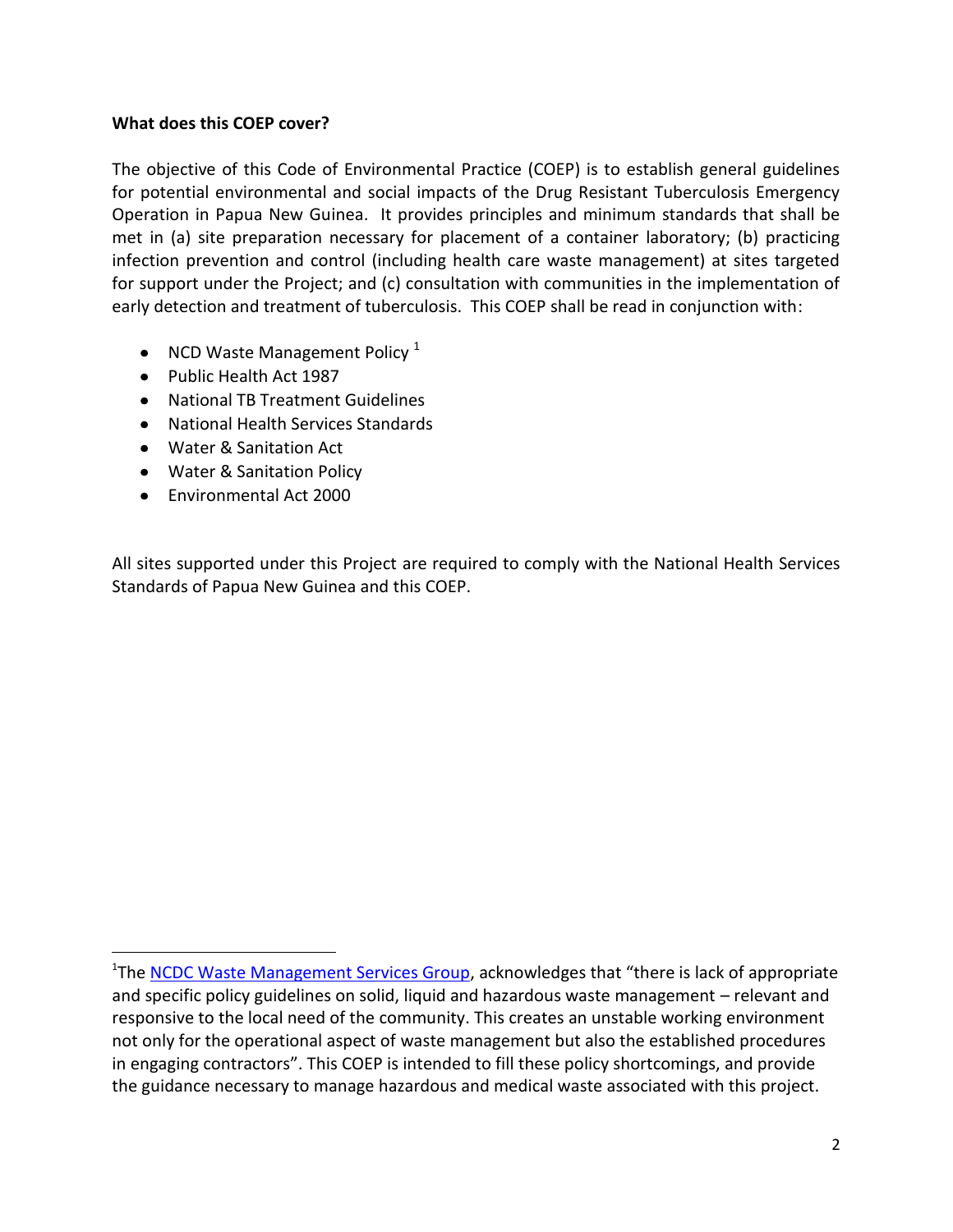**What does this COEP cover?**

The objective of this Code of Environmental Practice (COEP) is to establish general guidelines for potential environmental and social impacts of the Drug Resistant Tuberculosis Emergency Operation in Papua New Guinea. It provides principles and minimum standards that shall be met in (a) site preparation necessary for placement of a container laboratory; (b) practicing infection prevention and control (including health care waste management) at sites targeted for support under the Project; and (c) consultation with communities in the implementation of early detection and treatment of tuberculosis. This COEP shall be read in conjunction with:

- NCD Waste Management Policy [1]
- Public Health Act 1987
- National TB Treatment Guidelines
- National Health Services Standards
- Water & Sanitation Act
- Water & Sanitation Policy
- Environmental Act 2000

All sites supported under this Project are required to comply with the National Health Services Standards of Papua New Guinea and this COEP.

---

[1] The [NCDC Waste Management Services Group](), acknowledges that "there is lack of appropriate and specific policy guidelines on solid, liquid and hazardous waste management – relevant and responsive to the local need of the community. This creates an unstable working environment not only for the operational aspect of waste management but also the established procedures in engaging contractors". This COEP is intended to fill these policy shortcomings, and provide the guidance necessary to manage hazardous and medical waste associated with this project.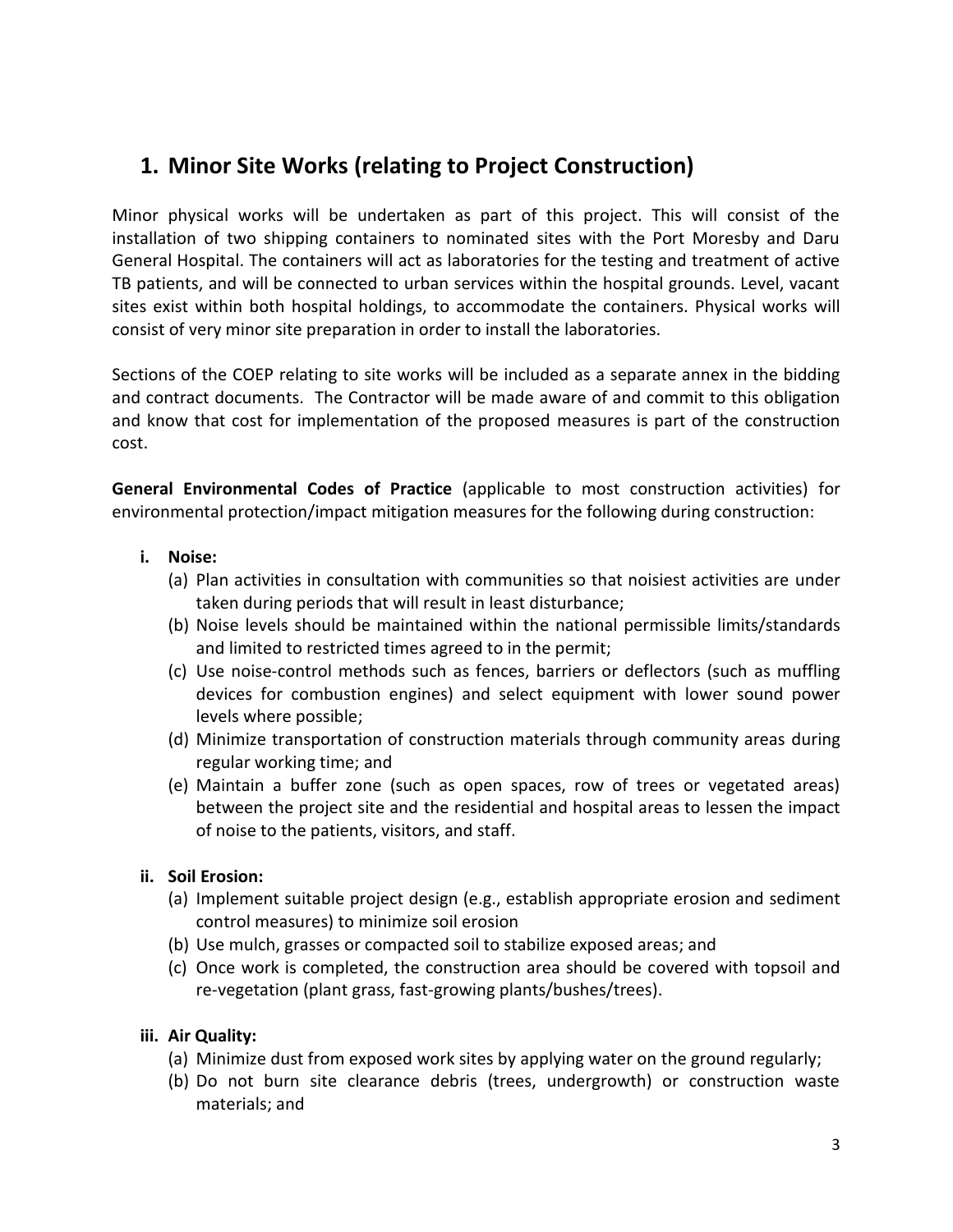## 1. Minor Site Works (relating to Project Construction)

Minor physical works will be undertaken as part of this project. This will consist of the installation of two shipping containers to nominated sites with the Port Moresby and Daru General Hospital. The containers will act as laboratories for the testing and treatment of active TB patients, and will be connected to urban services within the hospital grounds. Level, vacant sites exist within both hospital holdings, to accommodate the containers. Physical works will consist of very minor site preparation in order to install the laboratories.

Sections of the COEP relating to site works will be included as a separate annex in the bidding and contract documents. The Contractor will be made aware of and commit to this obligation and know that cost for implementation of the proposed measures is part of the construction cost.

**General Environmental Codes of Practice** (applicable to most construction activities) for environmental protection/impact mitigation measures for the following during construction:

**i. Noise:**

(a) Plan activities in consultation with communities so that noisiest activities are under taken during periods that will result in least disturbance;

(b) Noise levels should be maintained within the national permissible limits/standards and limited to restricted times agreed to in the permit;

(c) Use noise-control methods such as fences, barriers or deflectors (such as muffling devices for combustion engines) and select equipment with lower sound power levels where possible;

(d) Minimize transportation of construction materials through community areas during regular working time; and

(e) Maintain a buffer zone (such as open spaces, row of trees or vegetated areas) between the project site and the residential and hospital areas to lessen the impact of noise to the patients, visitors, and staff.

**ii. Soil Erosion:**

(a) Implement suitable project design (e.g., establish appropriate erosion and sediment control measures) to minimize soil erosion

(b) Use mulch, grasses or compacted soil to stabilize exposed areas; and

(c) Once work is completed, the construction area should be covered with topsoil and re-vegetation (plant grass, fast-growing plants/bushes/trees).

**iii. Air Quality:**

(a) Minimize dust from exposed work sites by applying water on the ground regularly;

(b) Do not burn site clearance debris (trees, undergrowth) or construction waste materials; and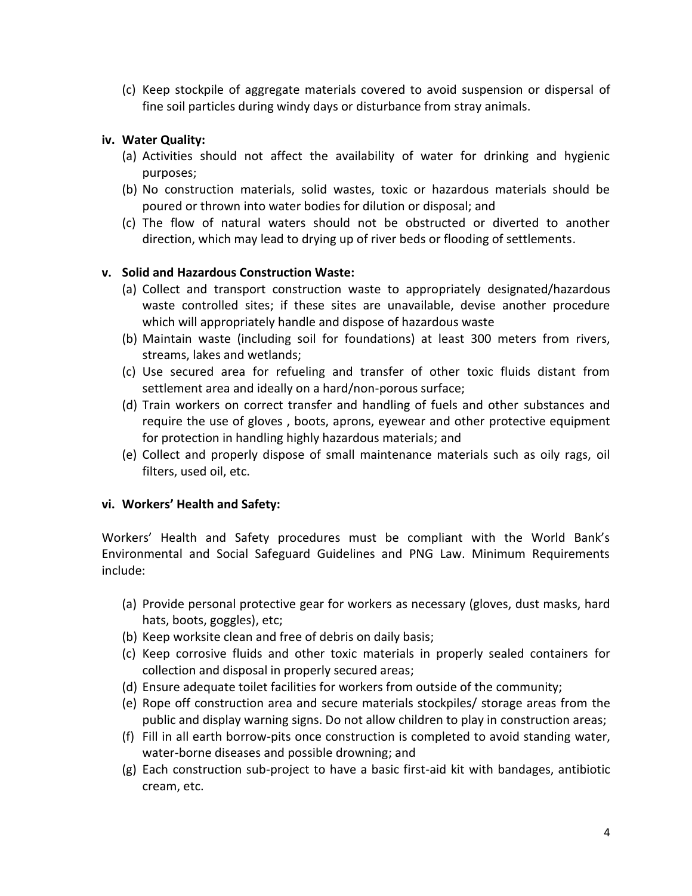(c) Keep stockpile of aggregate materials covered to avoid suspension or dispersal of fine soil particles during windy days or disturbance from stray animals.

**iv. Water Quality:**

(a) Activities should not affect the availability of water for drinking and hygienic purposes;

(b) No construction materials, solid wastes, toxic or hazardous materials should be poured or thrown into water bodies for dilution or disposal; and

(c) The flow of natural waters should not be obstructed or diverted to another direction, which may lead to drying up of river beds or flooding of settlements.

**v. Solid and Hazardous Construction Waste:**

(a) Collect and transport construction waste to appropriately designated/hazardous waste controlled sites; if these sites are unavailable, devise another procedure which will appropriately handle and dispose of hazardous waste

(b) Maintain waste (including soil for foundations) at least 300 meters from rivers, streams, lakes and wetlands;

(c) Use secured area for refueling and transfer of other toxic fluids distant from settlement area and ideally on a hard/non-porous surface;

(d) Train workers on correct transfer and handling of fuels and other substances and require the use of gloves , boots, aprons, eyewear and other protective equipment for protection in handling highly hazardous materials; and

(e) Collect and properly dispose of small maintenance materials such as oily rags, oil filters, used oil, etc.

**vi. Workers' Health and Safety:**

Workers' Health and Safety procedures must be compliant with the World Bank's Environmental and Social Safeguard Guidelines and PNG Law. Minimum Requirements include:

(a) Provide personal protective gear for workers as necessary (gloves, dust masks, hard hats, boots, goggles), etc;

(b) Keep worksite clean and free of debris on daily basis;

(c) Keep corrosive fluids and other toxic materials in properly sealed containers for collection and disposal in properly secured areas;

(d) Ensure adequate toilet facilities for workers from outside of the community;

(e) Rope off construction area and secure materials stockpiles/ storage areas from the public and display warning signs. Do not allow children to play in construction areas;

(f) Fill in all earth borrow-pits once construction is completed to avoid standing water, water-borne diseases and possible drowning; and

(g) Each construction sub-project to have a basic first-aid kit with bandages, antibiotic cream, etc.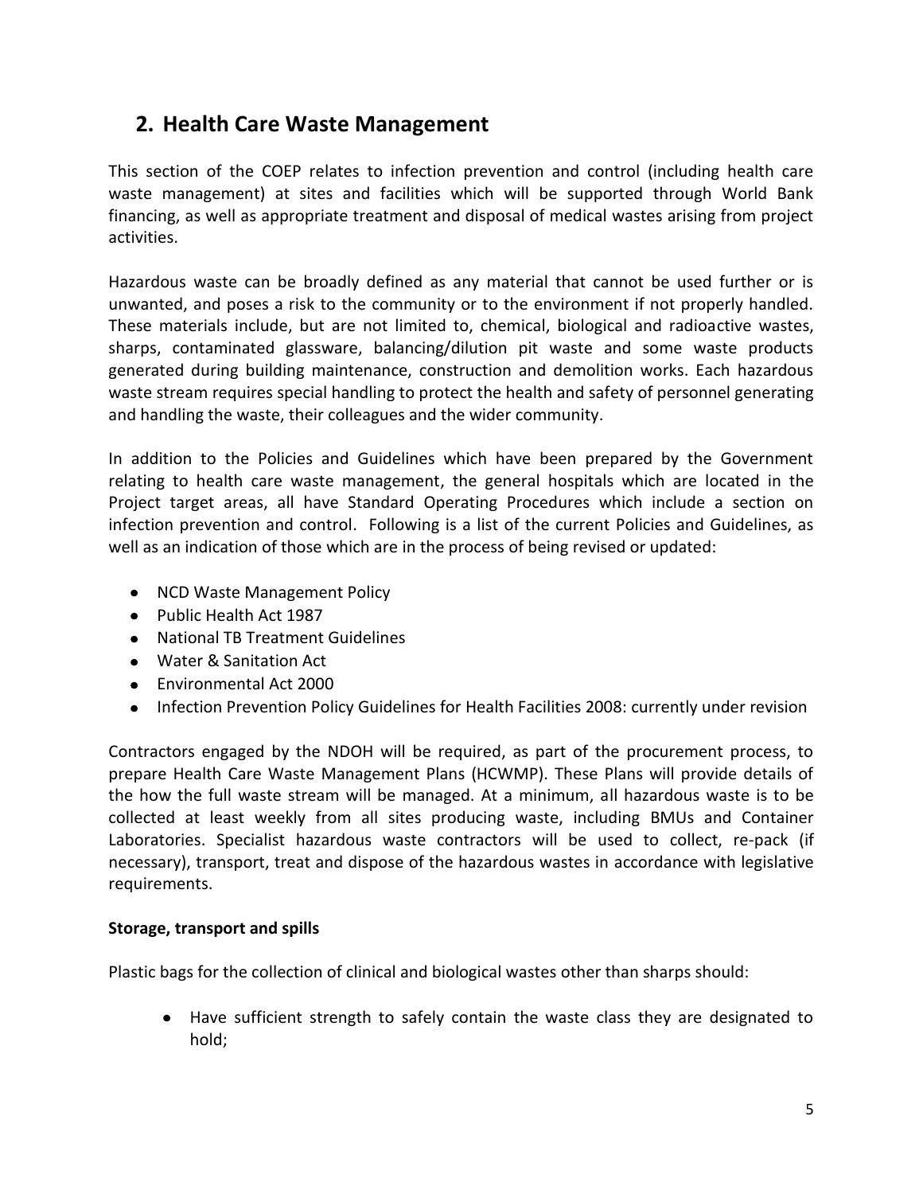## 2. Health Care Waste Management

This section of the COEP relates to infection prevention and control (including health care waste management) at sites and facilities which will be supported through World Bank financing, as well as appropriate treatment and disposal of medical wastes arising from project activities.

Hazardous waste can be broadly defined as any material that cannot be used further or is unwanted, and poses a risk to the community or to the environment if not properly handled. These materials include, but are not limited to, chemical, biological and radioactive wastes, sharps, contaminated glassware, balancing/dilution pit waste and some waste products generated during building maintenance, construction and demolition works. Each hazardous waste stream requires special handling to protect the health and safety of personnel generating and handling the waste, their colleagues and the wider community.

In addition to the Policies and Guidelines which have been prepared by the Government relating to health care waste management, the general hospitals which are located in the Project target areas, all have Standard Operating Procedures which include a section on infection prevention and control. Following is a list of the current Policies and Guidelines, as well as an indication of those which are in the process of being revised or updated:

- NCD Waste Management Policy
- Public Health Act 1987
- National TB Treatment Guidelines
- Water & Sanitation Act
- Environmental Act 2000
- Infection Prevention Policy Guidelines for Health Facilities 2008: currently under revision

Contractors engaged by the NDOH will be required, as part of the procurement process, to prepare Health Care Waste Management Plans (HCWMP). These Plans will provide details of the how the full waste stream will be managed. At a minimum, all hazardous waste is to be collected at least weekly from all sites producing waste, including BMUs and Container Laboratories. Specialist hazardous waste contractors will be used to collect, re-pack (if necessary), transport, treat and dispose of the hazardous wastes in accordance with legislative requirements.

**Storage, transport and spills**

Plastic bags for the collection of clinical and biological wastes other than sharps should:

- Have sufficient strength to safely contain the waste class they are designated to hold;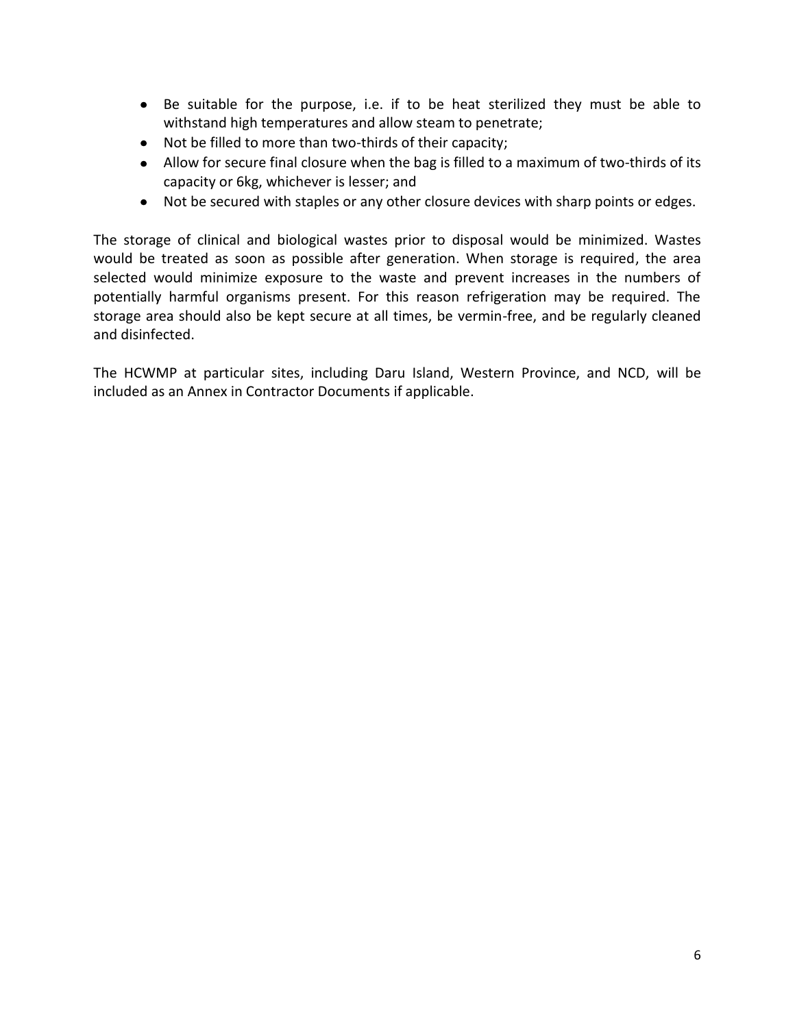- Be suitable for the purpose, i.e. if to be heat sterilized they must be able to withstand high temperatures and allow steam to penetrate;
- Not be filled to more than two-thirds of their capacity;
- Allow for secure final closure when the bag is filled to a maximum of two-thirds of its capacity or 6kg, whichever is lesser; and
- Not be secured with staples or any other closure devices with sharp points or edges.

The storage of clinical and biological wastes prior to disposal would be minimized. Wastes would be treated as soon as possible after generation. When storage is required, the area selected would minimize exposure to the waste and prevent increases in the numbers of potentially harmful organisms present. For this reason refrigeration may be required. The storage area should also be kept secure at all times, be vermin-free, and be regularly cleaned and disinfected.

The HCWMP at particular sites, including Daru Island, Western Province, and NCD, will be included as an Annex in Contractor Documents if applicable.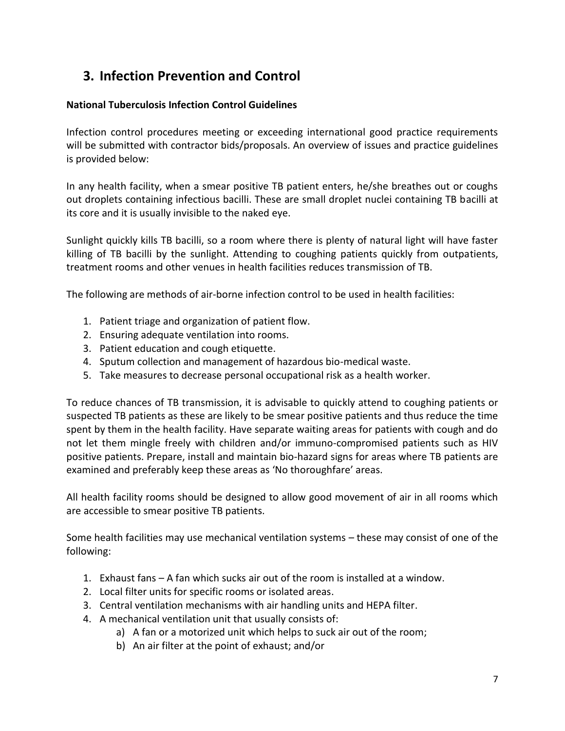## 3. Infection Prevention and Control

**National Tuberculosis Infection Control Guidelines**

Infection control procedures meeting or exceeding international good practice requirements will be submitted with contractor bids/proposals. An overview of issues and practice guidelines is provided below:

In any health facility, when a smear positive TB patient enters, he/she breathes out or coughs out droplets containing infectious bacilli. These are small droplet nuclei containing TB bacilli at its core and it is usually invisible to the naked eye.

Sunlight quickly kills TB bacilli, so a room where there is plenty of natural light will have faster killing of TB bacilli by the sunlight. Attending to coughing patients quickly from outpatients, treatment rooms and other venues in health facilities reduces transmission of TB.

The following are methods of air-borne infection control to be used in health facilities:

1. Patient triage and organization of patient flow.
2. Ensuring adequate ventilation into rooms.
3. Patient education and cough etiquette.
4. Sputum collection and management of hazardous bio-medical waste.
5. Take measures to decrease personal occupational risk as a health worker.

To reduce chances of TB transmission, it is advisable to quickly attend to coughing patients or suspected TB patients as these are likely to be smear positive patients and thus reduce the time spent by them in the health facility. Have separate waiting areas for patients with cough and do not let them mingle freely with children and/or immuno-compromised patients such as HIV positive patients. Prepare, install and maintain bio-hazard signs for areas where TB patients are examined and preferably keep these areas as 'No thoroughfare' areas.

All health facility rooms should be designed to allow good movement of air in all rooms which are accessible to smear positive TB patients.

Some health facilities may use mechanical ventilation systems – these may consist of one of the following:

1. Exhaust fans – A fan which sucks air out of the room is installed at a window.
2. Local filter units for specific rooms or isolated areas.
3. Central ventilation mechanisms with air handling units and HEPA filter.
4. A mechanical ventilation unit that usually consists of:
    a) A fan or a motorized unit which helps to suck air out of the room;
    b) An air filter at the point of exhaust; and/or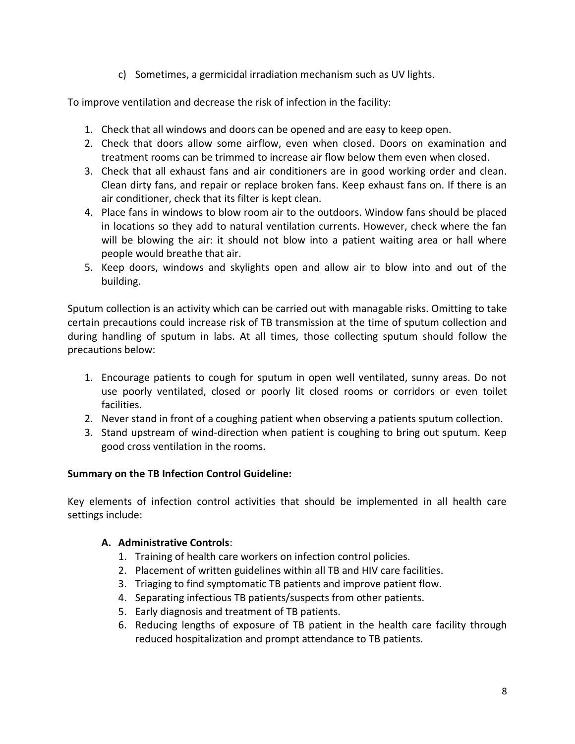c) Sometimes, a germicidal irradiation mechanism such as UV lights.

To improve ventilation and decrease the risk of infection in the facility:

1. Check that all windows and doors can be opened and are easy to keep open.
2. Check that doors allow some airflow, even when closed. Doors on examination and treatment rooms can be trimmed to increase air flow below them even when closed.
3. Check that all exhaust fans and air conditioners are in good working order and clean. Clean dirty fans, and repair or replace broken fans. Keep exhaust fans on. If there is an air conditioner, check that its filter is kept clean.
4. Place fans in windows to blow room air to the outdoors. Window fans should be placed in locations so they add to natural ventilation currents. However, check where the fan will be blowing the air: it should not blow into a patient waiting area or hall where people would breathe that air.
5. Keep doors, windows and skylights open and allow air to blow into and out of the building.

Sputum collection is an activity which can be carried out with managable risks. Omitting to take certain precautions could increase risk of TB transmission at the time of sputum collection and during handling of sputum in labs. At all times, those collecting sputum should follow the precautions below:

1. Encourage patients to cough for sputum in open well ventilated, sunny areas. Do not use poorly ventilated, closed or poorly lit closed rooms or corridors or even toilet facilities.
2. Never stand in front of a coughing patient when observing a patients sputum collection.
3. Stand upstream of wind-direction when patient is coughing to bring out sputum. Keep good cross ventilation in the rooms.

**Summary on the TB Infection Control Guideline:**

Key elements of infection control activities that should be implemented in all health care settings include:

**A. Administrative Controls**:

1. Training of health care workers on infection control policies.
2. Placement of written guidelines within all TB and HIV care facilities.
3. Triaging to find symptomatic TB patients and improve patient flow.
4. Separating infectious TB patients/suspects from other patients.
5. Early diagnosis and treatment of TB patients.
6. Reducing lengths of exposure of TB patient in the health care facility through reduced hospitalization and prompt attendance to TB patients.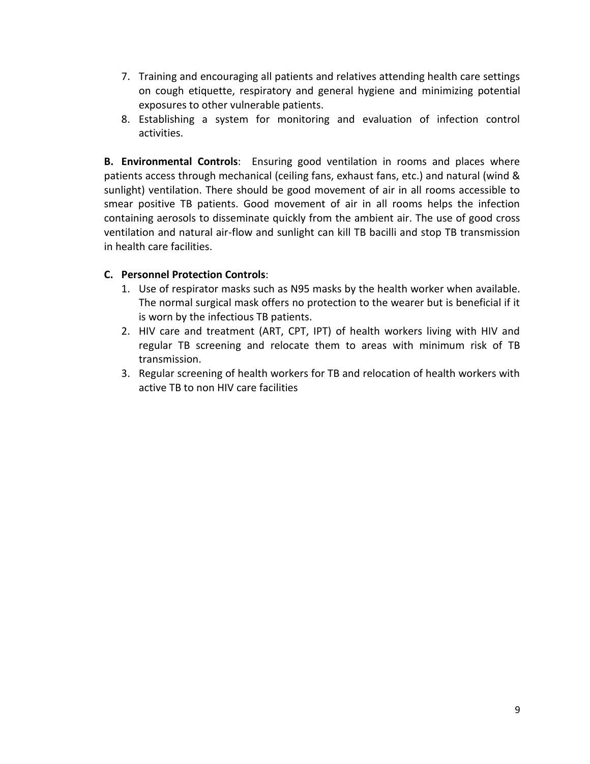7. Training and encouraging all patients and relatives attending health care settings on cough etiquette, respiratory and general hygiene and minimizing potential exposures to other vulnerable patients.
8. Establishing a system for monitoring and evaluation of infection control activities.

**B. Environmental Controls**: Ensuring good ventilation in rooms and places where patients access through mechanical (ceiling fans, exhaust fans, etc.) and natural (wind & sunlight) ventilation. There should be good movement of air in all rooms accessible to smear positive TB patients. Good movement of air in all rooms helps the infection containing aerosols to disseminate quickly from the ambient air. The use of good cross ventilation and natural air-flow and sunlight can kill TB bacilli and stop TB transmission in health care facilities.

**C. Personnel Protection Controls**:

1. Use of respirator masks such as N95 masks by the health worker when available. The normal surgical mask offers no protection to the wearer but is beneficial if it is worn by the infectious TB patients.
2. HIV care and treatment (ART, CPT, IPT) of health workers living with HIV and regular TB screening and relocate them to areas with minimum risk of TB transmission.
3. Regular screening of health workers for TB and relocation of health workers with active TB to non HIV care facilities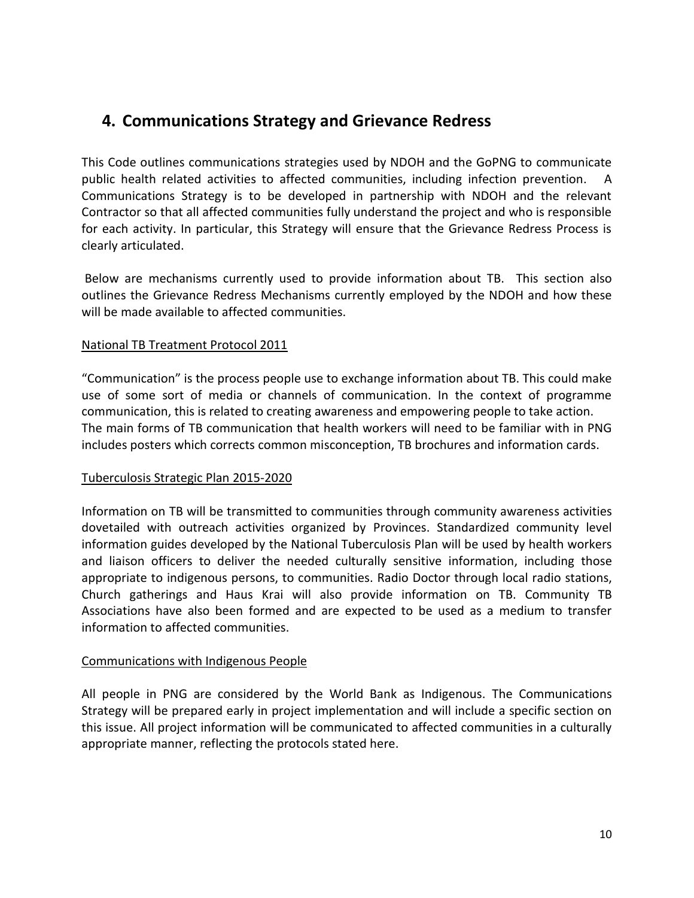## 4. Communications Strategy and Grievance Redress

This Code outlines communications strategies used by NDOH and the GoPNG to communicate public health related activities to affected communities, including infection prevention. A Communications Strategy is to be developed in partnership with NDOH and the relevant Contractor so that all affected communities fully understand the project and who is responsible for each activity. In particular, this Strategy will ensure that the Grievance Redress Process is clearly articulated.

Below are mechanisms currently used to provide information about TB. This section also outlines the Grievance Redress Mechanisms currently employed by the NDOH and how these will be made available to affected communities.

National TB Treatment Protocol 2011

"Communication" is the process people use to exchange information about TB. This could make use of some sort of media or channels of communication. In the context of programme communication, this is related to creating awareness and empowering people to take action. The main forms of TB communication that health workers will need to be familiar with in PNG includes posters which corrects common misconception, TB brochures and information cards.

Tuberculosis Strategic Plan 2015-2020

Information on TB will be transmitted to communities through community awareness activities dovetailed with outreach activities organized by Provinces. Standardized community level information guides developed by the National Tuberculosis Plan will be used by health workers and liaison officers to deliver the needed culturally sensitive information, including those appropriate to indigenous persons, to communities. Radio Doctor through local radio stations, Church gatherings and Haus Krai will also provide information on TB. Community TB Associations have also been formed and are expected to be used as a medium to transfer information to affected communities.

Communications with Indigenous People

All people in PNG are considered by the World Bank as Indigenous. The Communications Strategy will be prepared early in project implementation and will include a specific section on this issue. All project information will be communicated to affected communities in a culturally appropriate manner, reflecting the protocols stated here.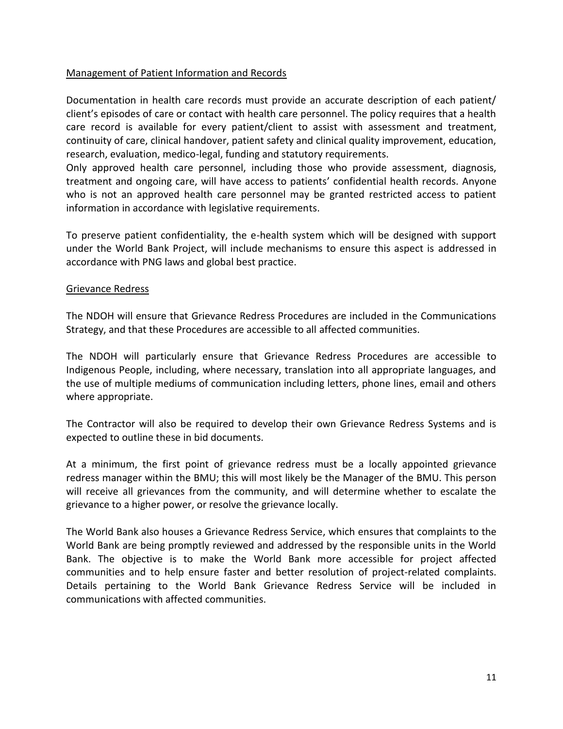<u>Management of Patient Information and Records</u>

Documentation in health care records must provide an accurate description of each patient/ client's episodes of care or contact with health care personnel. The policy requires that a health care record is available for every patient/client to assist with assessment and treatment, continuity of care, clinical handover, patient safety and clinical quality improvement, education, research, evaluation, medico-legal, funding and statutory requirements.
Only approved health care personnel, including those who provide assessment, diagnosis, treatment and ongoing care, will have access to patients' confidential health records. Anyone who is not an approved health care personnel may be granted restricted access to patient information in accordance with legislative requirements.

To preserve patient confidentiality, the e-health system which will be designed with support under the World Bank Project, will include mechanisms to ensure this aspect is addressed in accordance with PNG laws and global best practice.

<u>Grievance Redress</u>

The NDOH will ensure that Grievance Redress Procedures are included in the Communications Strategy, and that these Procedures are accessible to all affected communities.

The NDOH will particularly ensure that Grievance Redress Procedures are accessible to Indigenous People, including, where necessary, translation into all appropriate languages, and the use of multiple mediums of communication including letters, phone lines, email and others where appropriate.

The Contractor will also be required to develop their own Grievance Redress Systems and is expected to outline these in bid documents.

At a minimum, the first point of grievance redress must be a locally appointed grievance redress manager within the BMU; this will most likely be the Manager of the BMU. This person will receive all grievances from the community, and will determine whether to escalate the grievance to a higher power, or resolve the grievance locally.

The World Bank also houses a Grievance Redress Service, which ensures that complaints to the World Bank are being promptly reviewed and addressed by the responsible units in the World Bank. The objective is to make the World Bank more accessible for project affected communities and to help ensure faster and better resolution of project-related complaints. Details pertaining to the World Bank Grievance Redress Service will be included in communications with affected communities.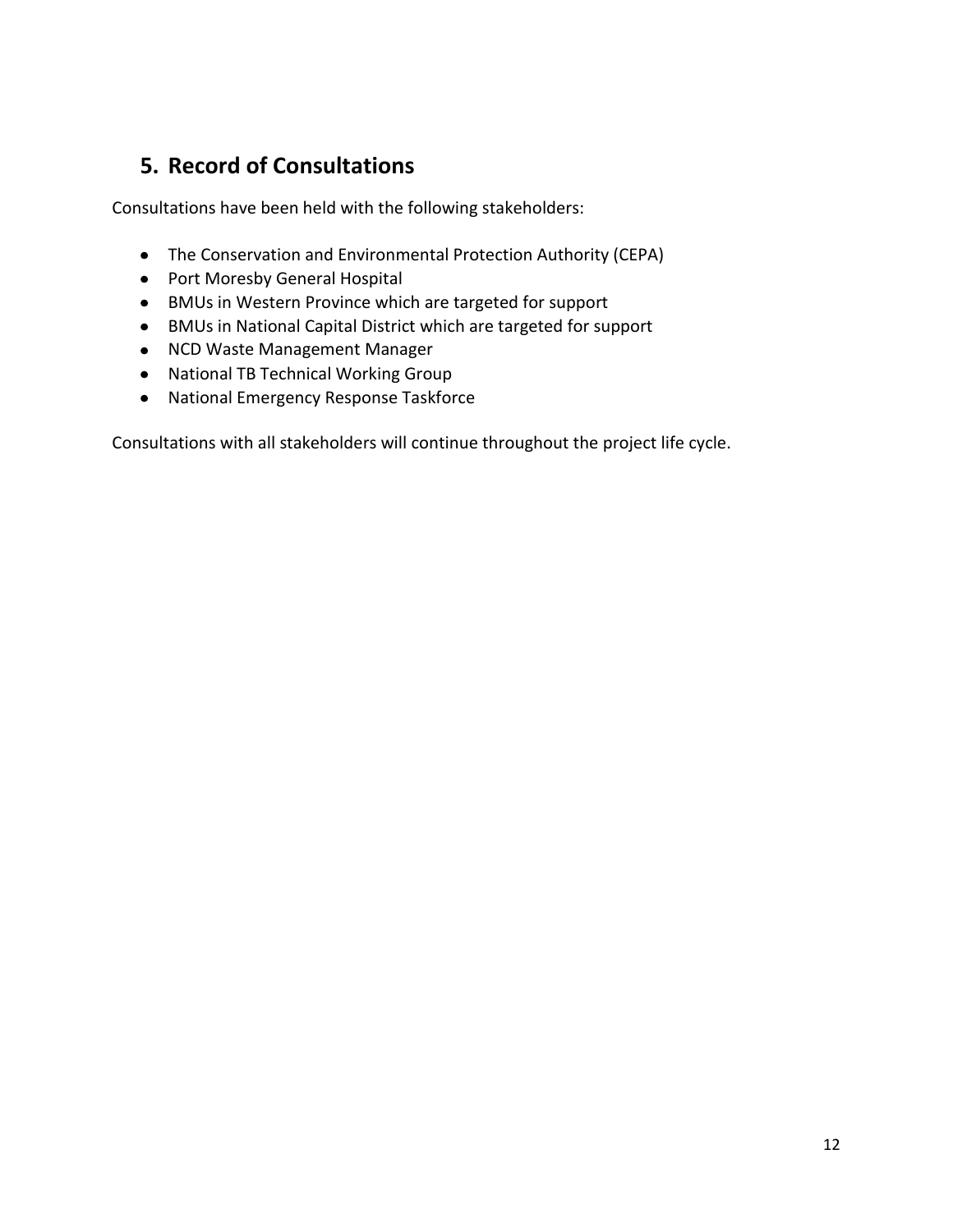## 5. Record of Consultations

Consultations have been held with the following stakeholders:

- The Conservation and Environmental Protection Authority (CEPA)
- Port Moresby General Hospital
- BMUs in Western Province which are targeted for support
- BMUs in National Capital District which are targeted for support
- NCD Waste Management Manager
- National TB Technical Working Group
- National Emergency Response Taskforce

Consultations with all stakeholders will continue throughout the project life cycle.